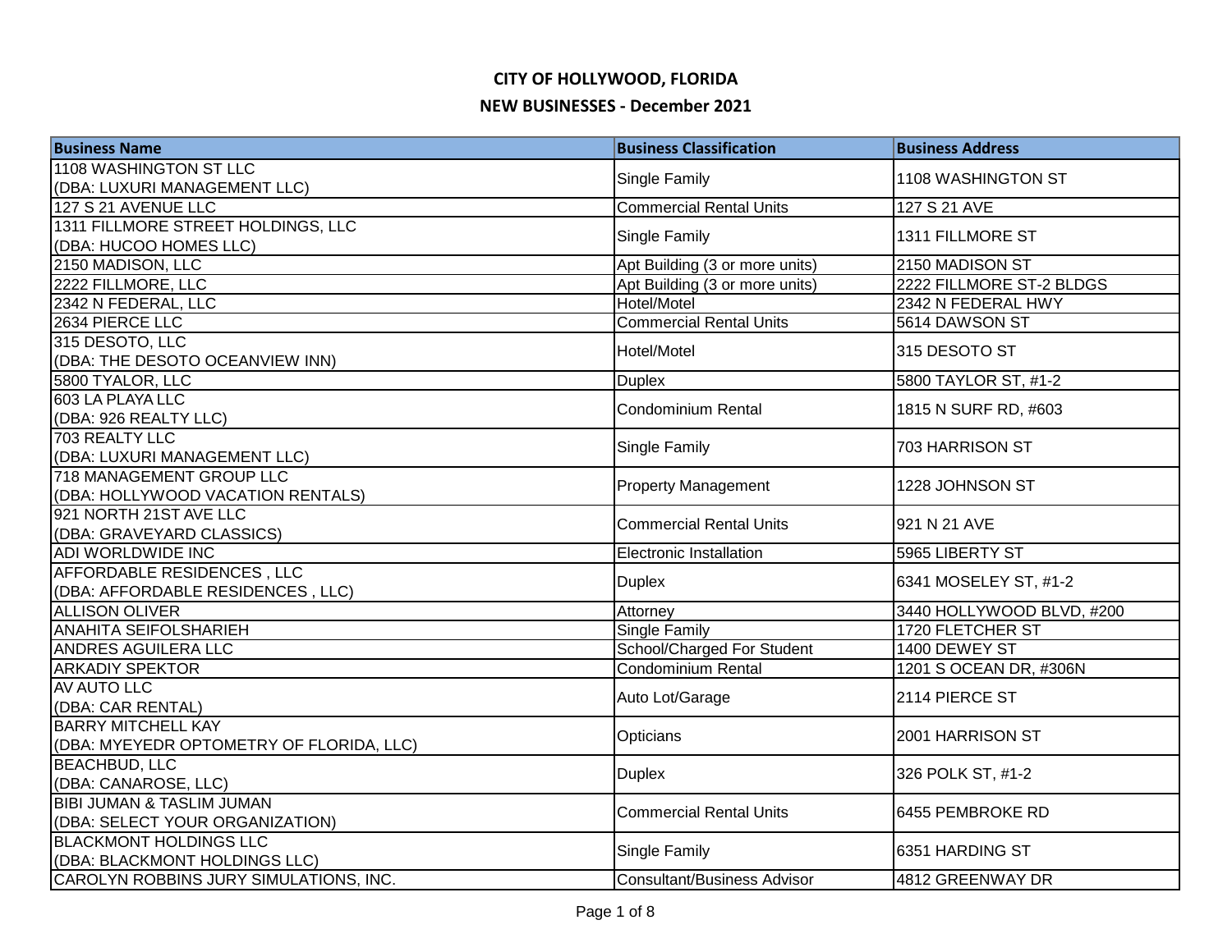# CITY OF HOLLYWOOD, FLORIDA

## NEW BUSINESSES - December 2021

| Business Name | Business Classification | Business Address |
|---|---|---|
| 1108 WASHINGTON ST LLC (DBA: LUXURI MANAGEMENT LLC) | Single Family | 1108 WASHINGTON ST |
| 127 S 21 AVENUE LLC | Commercial Rental Units | 127 S 21 AVE |
| 1311 FILLMORE STREET HOLDINGS, LLC (DBA: HUCOO HOMES LLC) | Single Family | 1311 FILLMORE ST |
| 2150 MADISON, LLC | Apt Building (3 or more units) | 2150 MADISON ST |
| 2222 FILLMORE, LLC | Apt Building (3 or more units) | 2222 FILLMORE ST-2 BLDGS |
| 2342 N FEDERAL, LLC | Hotel/Motel | 2342 N FEDERAL HWY |
| 2634 PIERCE LLC | Commercial Rental Units | 5614 DAWSON ST |
| 315 DESOTO, LLC (DBA: THE DESOTO OCEANVIEW INN) | Hotel/Motel | 315 DESOTO ST |
| 5800 TYALOR, LLC | Duplex | 5800 TAYLOR ST, #1-2 |
| 603 LA PLAYA LLC (DBA: 926 REALTY LLC) | Condominium Rental | 1815 N SURF RD, #603 |
| 703 REALTY LLC (DBA: LUXURI MANAGEMENT LLC) | Single Family | 703 HARRISON ST |
| 718 MANAGEMENT GROUP LLC (DBA: HOLLYWOOD VACATION RENTALS) | Property Management | 1228 JOHNSON ST |
| 921 NORTH 21ST AVE LLC (DBA: GRAVEYARD CLASSICS) | Commercial Rental Units | 921 N 21 AVE |
| ADI WORLDWIDE INC | Electronic Installation | 5965 LIBERTY ST |
| AFFORDABLE RESIDENCES , LLC (DBA: AFFORDABLE RESIDENCES , LLC) | Duplex | 6341 MOSELEY ST, #1-2 |
| ALLISON OLIVER | Attorney | 3440 HOLLYWOOD BLVD, #200 |
| ANAHITA SEIFOLSHARIEH | Single Family | 1720 FLETCHER ST |
| ANDRES AGUILERA LLC | School/Charged For Student | 1400 DEWEY ST |
| ARKADIY SPEKTOR | Condominium Rental | 1201 S OCEAN DR, #306N |
| AV AUTO LLC (DBA: CAR RENTAL) | Auto Lot/Garage | 2114 PIERCE ST |
| BARRY MITCHELL KAY (DBA: MYEYEDR OPTOMETRY OF FLORIDA, LLC) | Opticians | 2001 HARRISON ST |
| BEACHBUD, LLC (DBA: CANAROSE, LLC) | Duplex | 326 POLK ST, #1-2 |
| BIBI JUMAN & TASLIM JUMAN (DBA: SELECT YOUR ORGANIZATION) | Commercial Rental Units | 6455 PEMBROKE RD |
| BLACKMONT HOLDINGS LLC (DBA: BLACKMONT HOLDINGS LLC) | Single Family | 6351 HARDING ST |
| CAROLYN ROBBINS JURY SIMULATIONS, INC. | Consultant/Business Advisor | 4812 GREENWAY DR |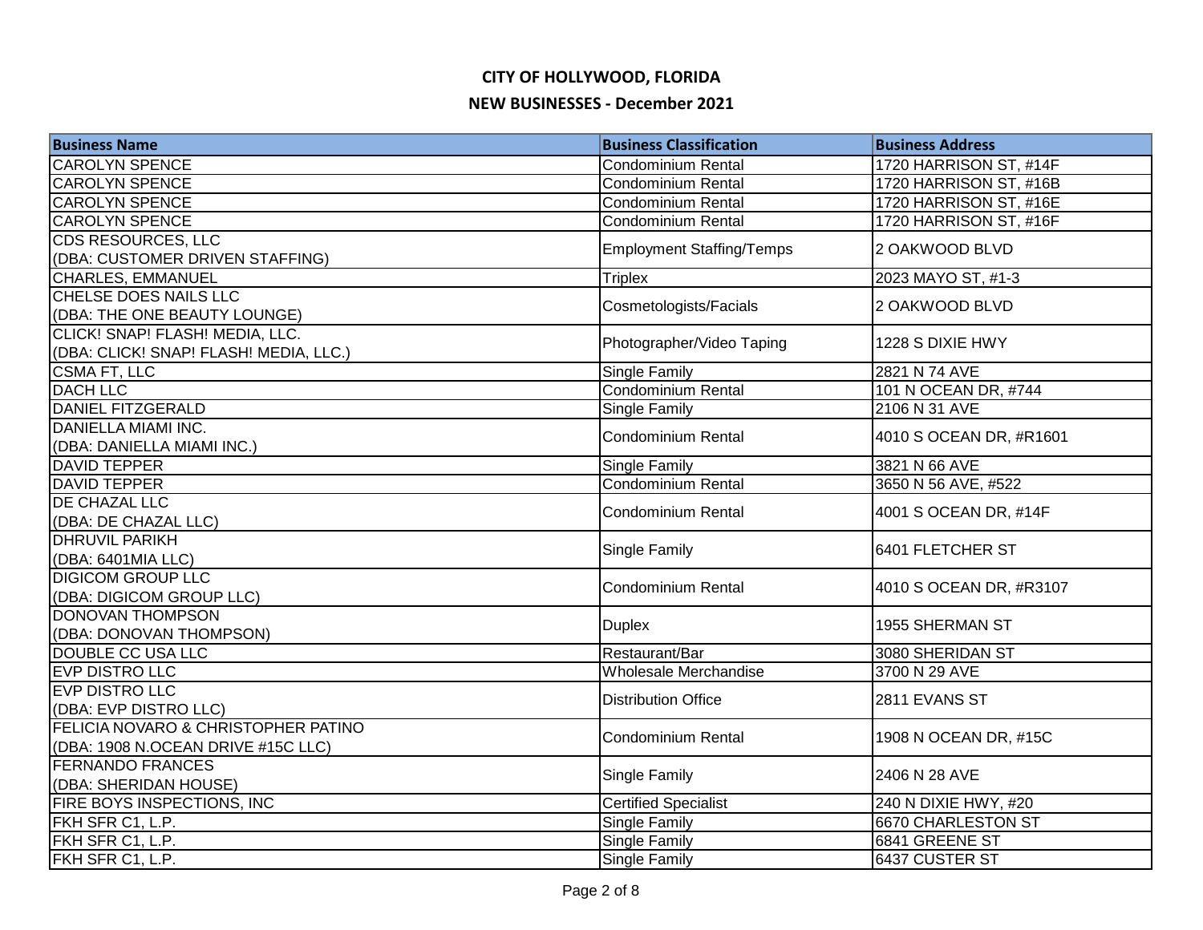# CITY OF HOLLYWOOD, FLORIDA

## NEW BUSINESSES - December 2021

| Business Name | Business Classification | Business Address |
| --- | --- | --- |
| CAROLYN SPENCE | Condominium Rental | 1720 HARRISON ST, #14F |
| CAROLYN SPENCE | Condominium Rental | 1720 HARRISON ST, #16B |
| CAROLYN SPENCE | Condominium Rental | 1720 HARRISON ST, #16E |
| CAROLYN SPENCE | Condominium Rental | 1720 HARRISON ST, #16F |
| CDS RESOURCES, LLC (DBA: CUSTOMER DRIVEN STAFFING) | Employment Staffing/Temps | 2 OAKWOOD BLVD |
| CHARLES, EMMANUEL | Triplex | 2023 MAYO ST, #1-3 |
| CHELSE DOES NAILS LLC (DBA: THE ONE BEAUTY LOUNGE) | Cosmetologists/Facials | 2 OAKWOOD BLVD |
| CLICK! SNAP! FLASH! MEDIA, LLC. (DBA: CLICK! SNAP! FLASH! MEDIA, LLC.) | Photographer/Video Taping | 1228 S DIXIE HWY |
| CSMA FT, LLC | Single Family | 2821 N 74 AVE |
| DACH LLC | Condominium Rental | 101 N OCEAN DR, #744 |
| DANIEL FITZGERALD | Single Family | 2106 N 31 AVE |
| DANIELLA MIAMI INC. (DBA: DANIELLA MIAMI INC.) | Condominium Rental | 4010 S OCEAN DR, #R1601 |
| DAVID TEPPER | Single Family | 3821 N 66 AVE |
| DAVID TEPPER | Condominium Rental | 3650 N 56 AVE, #522 |
| DE CHAZAL LLC (DBA: DE CHAZAL LLC) | Condominium Rental | 4001 S OCEAN DR, #14F |
| DHRUVIL PARIKH (DBA: 6401MIA LLC) | Single Family | 6401 FLETCHER ST |
| DIGICOM GROUP LLC (DBA: DIGICOM GROUP LLC) | Condominium Rental | 4010 S OCEAN DR, #R3107 |
| DONOVAN THOMPSON (DBA: DONOVAN THOMPSON) | Duplex | 1955 SHERMAN ST |
| DOUBLE CC USA LLC | Restaurant/Bar | 3080 SHERIDAN ST |
| EVP DISTRO LLC | Wholesale Merchandise | 3700 N 29 AVE |
| EVP DISTRO LLC (DBA: EVP DISTRO LLC) | Distribution Office | 2811 EVANS ST |
| FELICIA NOVARO & CHRISTOPHER PATINO (DBA: 1908 N.OCEAN DRIVE #15C LLC) | Condominium Rental | 1908 N OCEAN DR, #15C |
| FERNANDO FRANCES (DBA: SHERIDAN HOUSE) | Single Family | 2406 N 28 AVE |
| FIRE BOYS INSPECTIONS, INC | Certified Specialist | 240 N DIXIE HWY, #20 |
| FKH SFR C1, L.P. | Single Family | 6670 CHARLESTON ST |
| FKH SFR C1, L.P. | Single Family | 6841 GREENE ST |
| FKH SFR C1, L.P. | Single Family | 6437 CUSTER ST |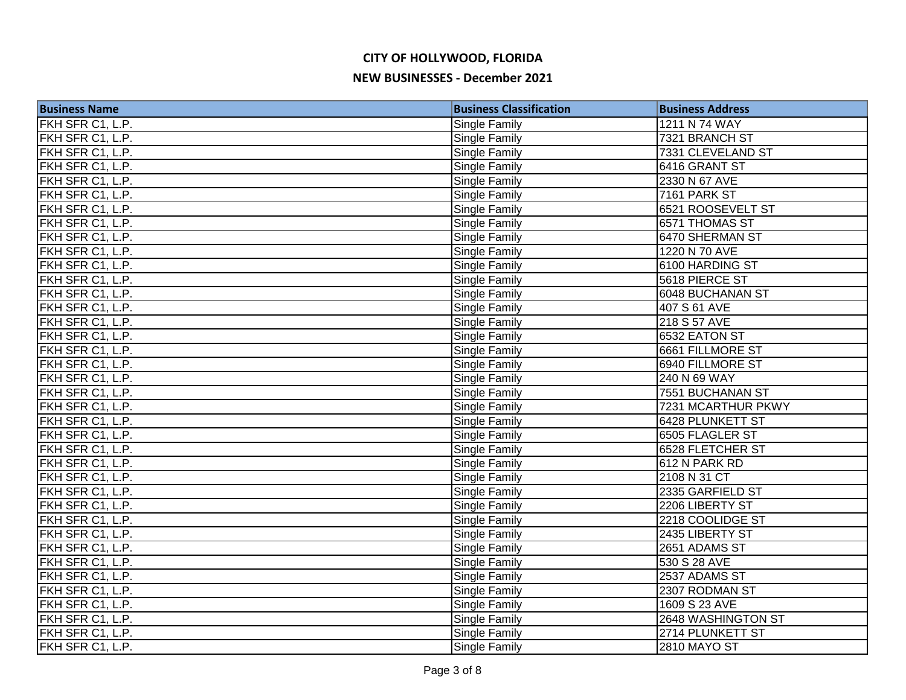# CITY OF HOLLYWOOD, FLORIDA

## NEW BUSINESSES - December 2021

| Business Name | Business Classification | Business Address |
|---|---|---|
| FKH SFR C1, L.P. | Single Family | 1211 N 74 WAY |
| FKH SFR C1, L.P. | Single Family | 7321 BRANCH ST |
| FKH SFR C1, L.P. | Single Family | 7331 CLEVELAND ST |
| FKH SFR C1, L.P. | Single Family | 6416 GRANT ST |
| FKH SFR C1, L.P. | Single Family | 2330 N 67 AVE |
| FKH SFR C1, L.P. | Single Family | 7161 PARK ST |
| FKH SFR C1, L.P. | Single Family | 6521 ROOSEVELT ST |
| FKH SFR C1, L.P. | Single Family | 6571 THOMAS ST |
| FKH SFR C1, L.P. | Single Family | 6470 SHERMAN ST |
| FKH SFR C1, L.P. | Single Family | 1220 N 70 AVE |
| FKH SFR C1, L.P. | Single Family | 6100 HARDING ST |
| FKH SFR C1, L.P. | Single Family | 5618 PIERCE ST |
| FKH SFR C1, L.P. | Single Family | 6048 BUCHANAN ST |
| FKH SFR C1, L.P. | Single Family | 407 S 61 AVE |
| FKH SFR C1, L.P. | Single Family | 218 S 57 AVE |
| FKH SFR C1, L.P. | Single Family | 6532 EATON ST |
| FKH SFR C1, L.P. | Single Family | 6661 FILLMORE ST |
| FKH SFR C1, L.P. | Single Family | 6940 FILLMORE ST |
| FKH SFR C1, L.P. | Single Family | 240 N 69 WAY |
| FKH SFR C1, L.P. | Single Family | 7551 BUCHANAN ST |
| FKH SFR C1, L.P. | Single Family | 7231 MCARTHUR PKWY |
| FKH SFR C1, L.P. | Single Family | 6428 PLUNKETT ST |
| FKH SFR C1, L.P. | Single Family | 6505 FLAGLER ST |
| FKH SFR C1, L.P. | Single Family | 6528 FLETCHER ST |
| FKH SFR C1, L.P. | Single Family | 612 N PARK RD |
| FKH SFR C1, L.P. | Single Family | 2108 N 31 CT |
| FKH SFR C1, L.P. | Single Family | 2335 GARFIELD ST |
| FKH SFR C1, L.P. | Single Family | 2206 LIBERTY ST |
| FKH SFR C1, L.P. | Single Family | 2218 COOLIDGE ST |
| FKH SFR C1, L.P. | Single Family | 2435 LIBERTY ST |
| FKH SFR C1, L.P. | Single Family | 2651 ADAMS ST |
| FKH SFR C1, L.P. | Single Family | 530 S 28 AVE |
| FKH SFR C1, L.P. | Single Family | 2537 ADAMS ST |
| FKH SFR C1, L.P. | Single Family | 2307 RODMAN ST |
| FKH SFR C1, L.P. | Single Family | 1609 S 23 AVE |
| FKH SFR C1, L.P. | Single Family | 2648 WASHINGTON ST |
| FKH SFR C1, L.P. | Single Family | 2714 PLUNKETT ST |
| FKH SFR C1, L.P. | Single Family | 2810 MAYO ST |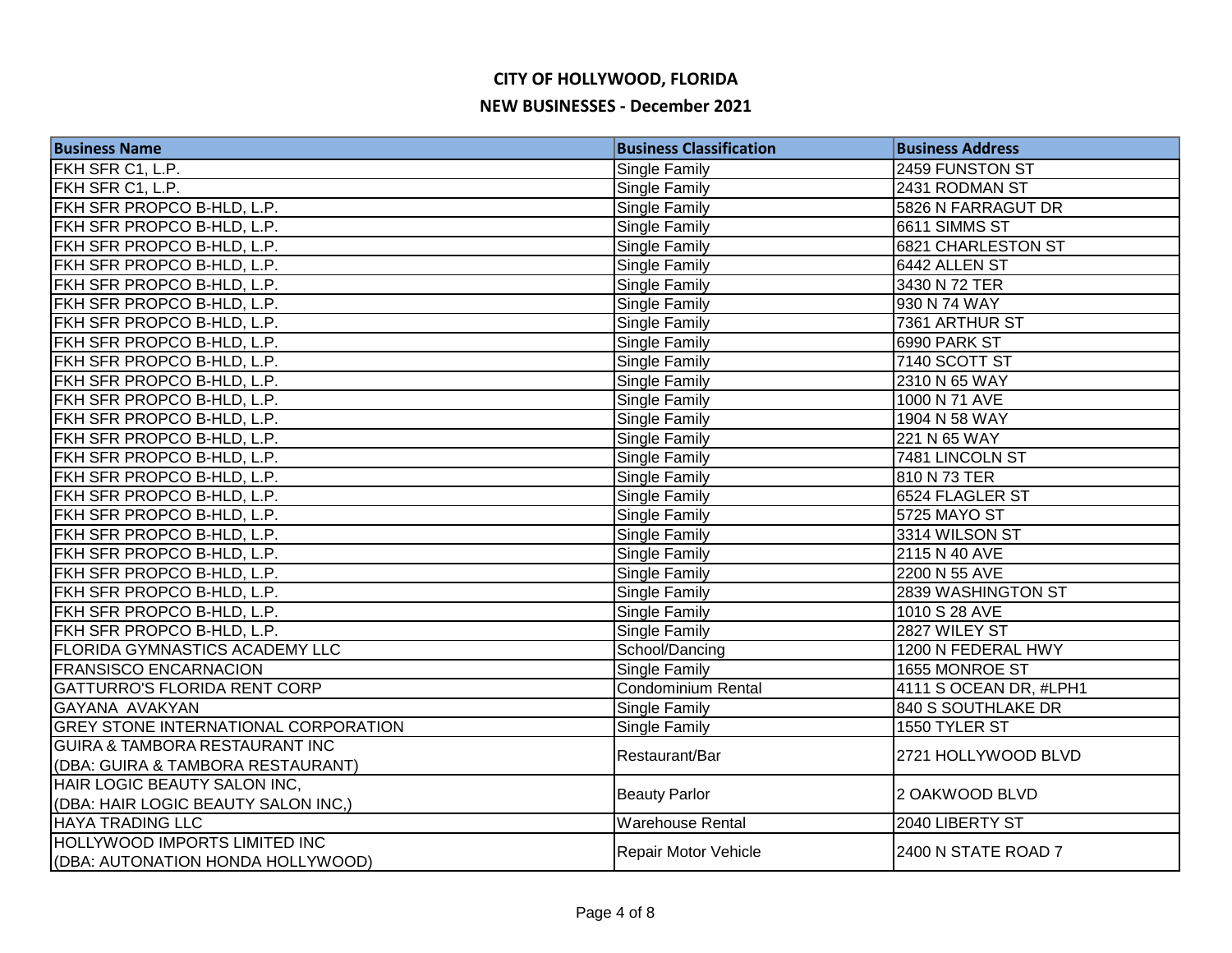# CITY OF HOLLYWOOD, FLORIDA

## NEW BUSINESSES - December 2021

| Business Name | Business Classification | Business Address |
|---|---|---|
| FKH SFR C1, L.P. | Single Family | 2459 FUNSTON ST |
| FKH SFR C1, L.P. | Single Family | 2431 RODMAN ST |
| FKH SFR PROPCO B-HLD, L.P. | Single Family | 5826 N FARRAGUT DR |
| FKH SFR PROPCO B-HLD, L.P. | Single Family | 6611 SIMMS ST |
| FKH SFR PROPCO B-HLD, L.P. | Single Family | 6821 CHARLESTON ST |
| FKH SFR PROPCO B-HLD, L.P. | Single Family | 6442 ALLEN ST |
| FKH SFR PROPCO B-HLD, L.P. | Single Family | 3430 N 72 TER |
| FKH SFR PROPCO B-HLD, L.P. | Single Family | 930 N 74 WAY |
| FKH SFR PROPCO B-HLD, L.P. | Single Family | 7361 ARTHUR ST |
| FKH SFR PROPCO B-HLD, L.P. | Single Family | 6990 PARK ST |
| FKH SFR PROPCO B-HLD, L.P. | Single Family | 7140 SCOTT ST |
| FKH SFR PROPCO B-HLD, L.P. | Single Family | 2310 N 65 WAY |
| FKH SFR PROPCO B-HLD, L.P. | Single Family | 1000 N 71 AVE |
| FKH SFR PROPCO B-HLD, L.P. | Single Family | 1904 N 58 WAY |
| FKH SFR PROPCO B-HLD, L.P. | Single Family | 221 N 65 WAY |
| FKH SFR PROPCO B-HLD, L.P. | Single Family | 7481 LINCOLN ST |
| FKH SFR PROPCO B-HLD, L.P. | Single Family | 810 N 73 TER |
| FKH SFR PROPCO B-HLD, L.P. | Single Family | 6524 FLAGLER ST |
| FKH SFR PROPCO B-HLD, L.P. | Single Family | 5725 MAYO ST |
| FKH SFR PROPCO B-HLD, L.P. | Single Family | 3314 WILSON ST |
| FKH SFR PROPCO B-HLD, L.P. | Single Family | 2115 N 40 AVE |
| FKH SFR PROPCO B-HLD, L.P. | Single Family | 2200 N 55 AVE |
| FKH SFR PROPCO B-HLD, L.P. | Single Family | 2839 WASHINGTON ST |
| FKH SFR PROPCO B-HLD, L.P. | Single Family | 1010 S 28 AVE |
| FKH SFR PROPCO B-HLD, L.P. | Single Family | 2827 WILEY ST |
| FLORIDA GYMNASTICS ACADEMY LLC | School/Dancing | 1200 N FEDERAL HWY |
| FRANSISCO ENCARNACION | Single Family | 1655 MONROE ST |
| GATTURRO'S FLORIDA RENT CORP | Condominium Rental | 4111 S OCEAN DR, #LPH1 |
| GAYANA AVAKYAN | Single Family | 840 S SOUTHLAKE DR |
| GREY STONE INTERNATIONAL CORPORATION | Single Family | 1550 TYLER ST |
| GUIRA & TAMBORA RESTAURANT INC (DBA: GUIRA & TAMBORA RESTAURANT) | Restaurant/Bar | 2721 HOLLYWOOD BLVD |
| HAIR LOGIC BEAUTY SALON INC, (DBA: HAIR LOGIC BEAUTY SALON INC,) | Beauty Parlor | 2 OAKWOOD BLVD |
| HAYA TRADING LLC | Warehouse Rental | 2040 LIBERTY ST |
| HOLLYWOOD IMPORTS LIMITED INC (DBA: AUTONATION HONDA HOLLYWOOD) | Repair Motor Vehicle | 2400 N STATE ROAD 7 |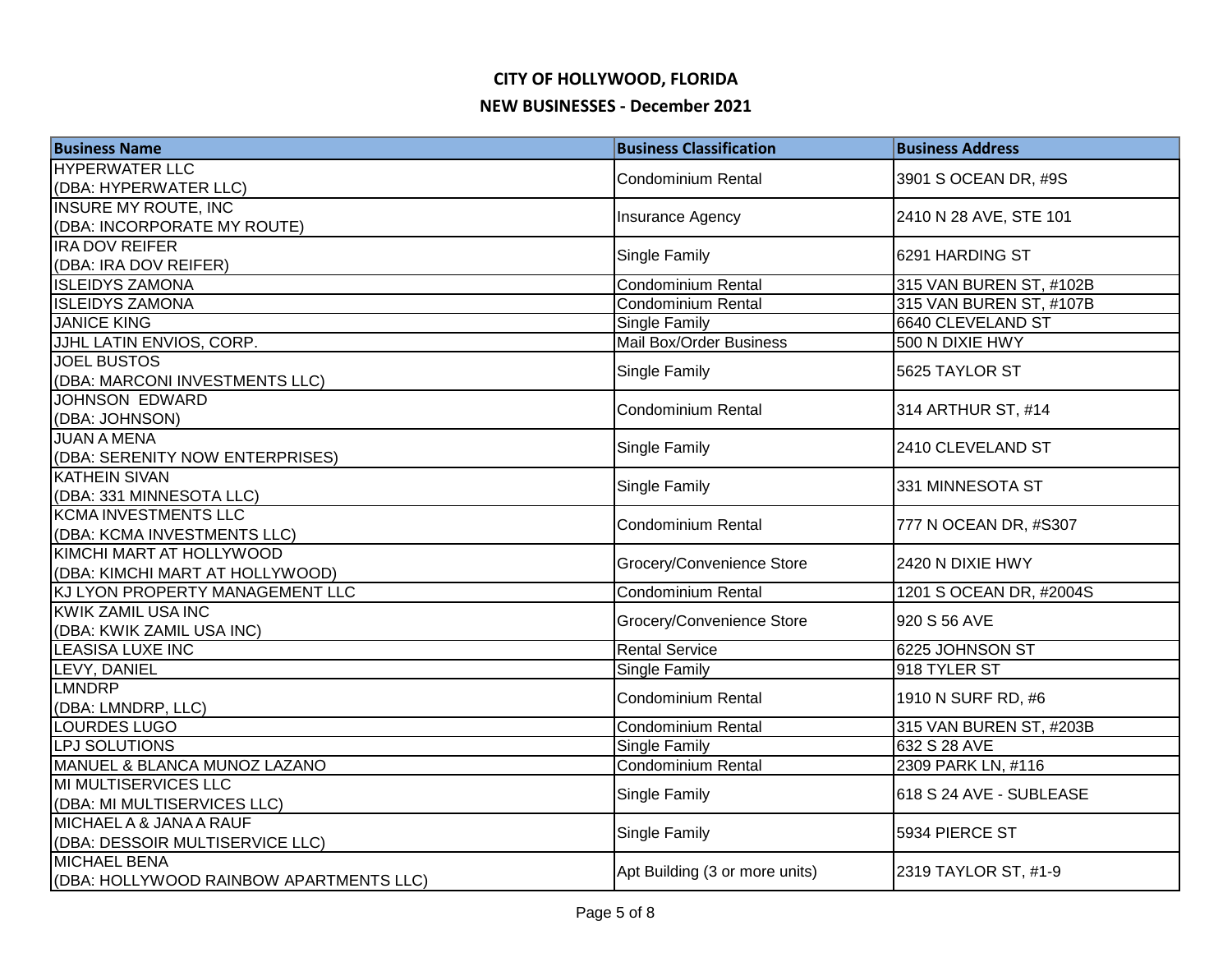# CITY OF HOLLYWOOD, FLORIDA

## NEW BUSINESSES - December 2021

| Business Name | Business Classification | Business Address |
|---|---|---|
| HYPERWATER LLC<br>(DBA: HYPERWATER LLC) | Condominium Rental | 3901 S OCEAN DR, #9S |
| INSURE MY ROUTE, INC<br>(DBA: INCORPORATE MY ROUTE) | Insurance Agency | 2410 N 28 AVE, STE 101 |
| IRA DOV REIFER<br>(DBA: IRA DOV REIFER) | Single Family | 6291 HARDING ST |
| ISLEIDYS ZAMONA | Condominium Rental | 315 VAN BUREN ST, #102B |
| ISLEIDYS ZAMONA | Condominium Rental | 315 VAN BUREN ST, #107B |
| JANICE KING | Single Family | 6640 CLEVELAND ST |
| JJHL LATIN ENVIOS, CORP. | Mail Box/Order Business | 500 N DIXIE HWY |
| JOEL BUSTOS<br>(DBA: MARCONI INVESTMENTS LLC) | Single Family | 5625 TAYLOR ST |
| JOHNSON EDWARD<br>(DBA: JOHNSON) | Condominium Rental | 314 ARTHUR ST, #14 |
| JUAN A MENA<br>(DBA: SERENITY NOW ENTERPRISES) | Single Family | 2410 CLEVELAND ST |
| KATHEIN SIVAN<br>(DBA: 331 MINNESOTA LLC) | Single Family | 331 MINNESOTA ST |
| KCMA INVESTMENTS LLC<br>(DBA: KCMA INVESTMENTS LLC) | Condominium Rental | 777 N OCEAN DR, #S307 |
| KIMCHI MART AT HOLLYWOOD<br>(DBA: KIMCHI MART AT HOLLYWOOD) | Grocery/Convenience Store | 2420 N DIXIE HWY |
| KJ LYON PROPERTY MANAGEMENT LLC | Condominium Rental | 1201 S OCEAN DR, #2004S |
| KWIK ZAMIL USA INC<br>(DBA: KWIK ZAMIL USA INC) | Grocery/Convenience Store | 920 S 56 AVE |
| LEASISA LUXE INC | Rental Service | 6225 JOHNSON ST |
| LEVY, DANIEL | Single Family | 918 TYLER ST |
| LMNDRP<br>(DBA: LMNDRP, LLC) | Condominium Rental | 1910 N SURF RD, #6 |
| LOURDES LUGO | Condominium Rental | 315 VAN BUREN ST, #203B |
| LPJ SOLUTIONS | Single Family | 632 S 28 AVE |
| MANUEL & BLANCA MUNOZ LAZANO | Condominium Rental | 2309 PARK LN, #116 |
| MI MULTISERVICES LLC<br>(DBA: MI MULTISERVICES LLC) | Single Family | 618 S 24 AVE - SUBLEASE |
| MICHAEL A & JANA A RAUF<br>(DBA: DESSOIR MULTISERVICE LLC) | Single Family | 5934 PIERCE ST |
| MICHAEL BENA<br>(DBA: HOLLYWOOD RAINBOW APARTMENTS LLC) | Apt Building (3 or more units) | 2319 TAYLOR ST, #1-9 |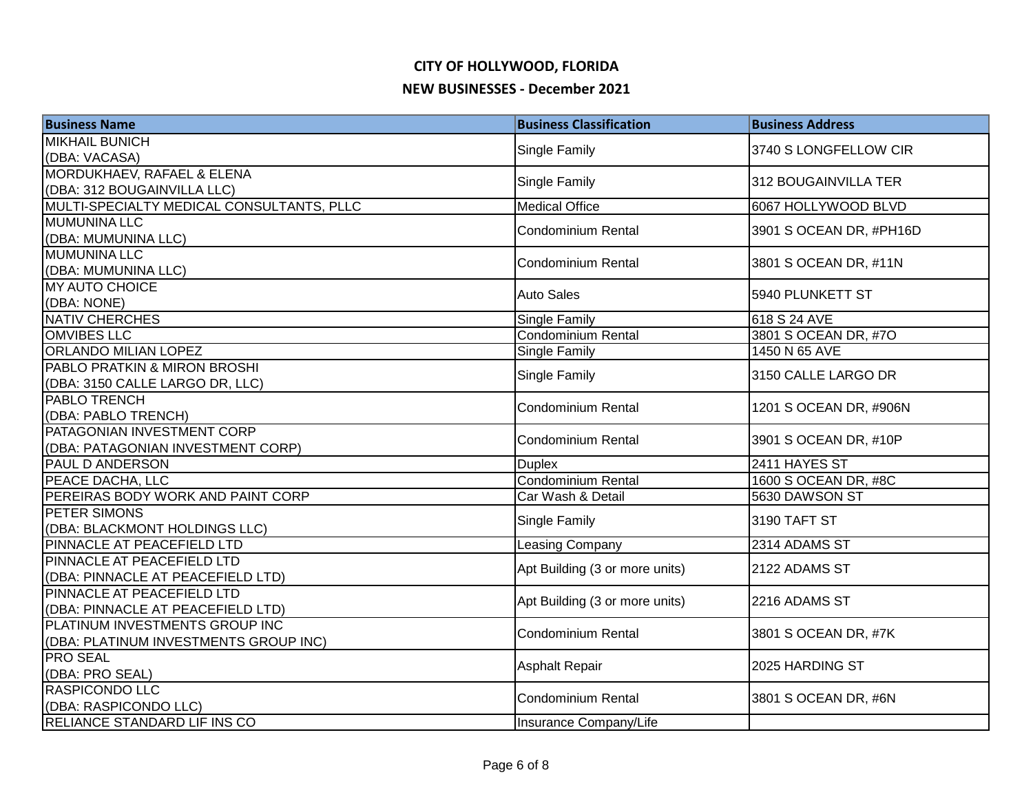# CITY OF HOLLYWOOD, FLORIDA

## NEW BUSINESSES - December 2021

| Business Name | Business Classification | Business Address |
|---|---|---|
| MIKHAIL BUNICH (DBA: VACASA) | Single Family | 3740 S LONGFELLOW CIR |
| MORDUKHAEV, RAFAEL & ELENA (DBA: 312 BOUGAINVILLA LLC) | Single Family | 312 BOUGAINVILLA TER |
| MULTI-SPECIALTY MEDICAL CONSULTANTS, PLLC | Medical Office | 6067 HOLLYWOOD BLVD |
| MUMUNINA LLC (DBA: MUMUNINA LLC) | Condominium Rental | 3901 S OCEAN DR, #PH16D |
| MUMUNINA LLC (DBA: MUMUNINA LLC) | Condominium Rental | 3801 S OCEAN DR, #11N |
| MY AUTO CHOICE (DBA: NONE) | Auto Sales | 5940 PLUNKETT ST |
| NATIV CHERCHES | Single Family | 618 S 24 AVE |
| OMVIBES LLC | Condominium Rental | 3801 S OCEAN DR, #7O |
| ORLANDO MILIAN LOPEZ | Single Family | 1450 N 65 AVE |
| PABLO PRATKIN & MIRON BROSHI (DBA: 3150 CALLE LARGO DR, LLC) | Single Family | 3150 CALLE LARGO DR |
| PABLO TRENCH (DBA: PABLO TRENCH) | Condominium Rental | 1201 S OCEAN DR, #906N |
| PATAGONIAN INVESTMENT CORP (DBA: PATAGONIAN INVESTMENT CORP) | Condominium Rental | 3901 S OCEAN DR, #10P |
| PAUL D ANDERSON | Duplex | 2411 HAYES ST |
| PEACE DACHA, LLC | Condominium Rental | 1600 S OCEAN DR, #8C |
| PEREIRAS BODY WORK AND PAINT CORP | Car Wash & Detail | 5630 DAWSON ST |
| PETER SIMONS (DBA: BLACKMONT HOLDINGS LLC) | Single Family | 3190 TAFT ST |
| PINNACLE AT PEACEFIELD LTD | Leasing Company | 2314 ADAMS ST |
| PINNACLE AT PEACEFIELD LTD (DBA: PINNACLE AT PEACEFIELD LTD) | Apt Building (3 or more units) | 2122 ADAMS ST |
| PINNACLE AT PEACEFIELD LTD (DBA: PINNACLE AT PEACEFIELD LTD) | Apt Building (3 or more units) | 2216 ADAMS ST |
| PLATINUM INVESTMENTS GROUP INC (DBA: PLATINUM INVESTMENTS GROUP INC) | Condominium Rental | 3801 S OCEAN DR, #7K |
| PRO SEAL (DBA: PRO SEAL) | Asphalt Repair | 2025 HARDING ST |
| RASPICONDO LLC (DBA: RASPICONDO LLC) | Condominium Rental | 3801 S OCEAN DR, #6N |
| RELIANCE STANDARD LIF INS CO | Insurance Company/Life | |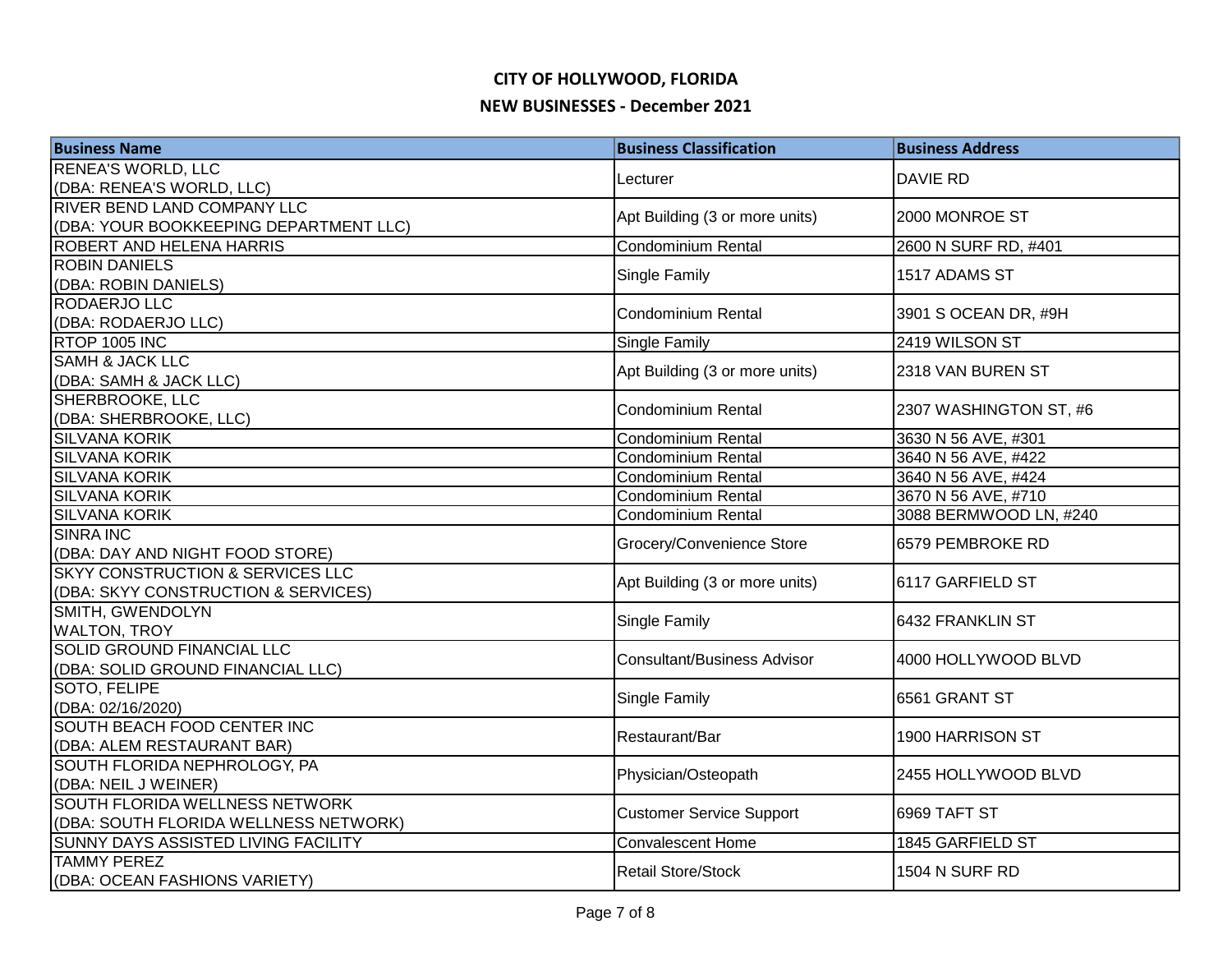# CITY OF HOLLYWOOD, FLORIDA

## NEW BUSINESSES - December 2021

| Business Name | Business Classification | Business Address |
|---|---|---|
| RENEA'S WORLD, LLC (DBA: RENEA'S WORLD, LLC) | Lecturer | DAVIE RD |
| RIVER BEND LAND COMPANY LLC (DBA: YOUR BOOKKEEPING DEPARTMENT LLC) | Apt Building (3 or more units) | 2000 MONROE ST |
| ROBERT AND HELENA HARRIS | Condominium Rental | 2600 N SURF RD, #401 |
| ROBIN DANIELS (DBA: ROBIN DANIELS) | Single Family | 1517 ADAMS ST |
| RODAERJO LLC (DBA: RODAERJO LLC) | Condominium Rental | 3901 S OCEAN DR, #9H |
| RTOP 1005 INC | Single Family | 2419 WILSON ST |
| SAMH & JACK LLC (DBA: SAMH & JACK LLC) | Apt Building (3 or more units) | 2318 VAN BUREN ST |
| SHERBROOKE, LLC (DBA: SHERBROOKE, LLC) | Condominium Rental | 2307 WASHINGTON ST, #6 |
| SILVANA KORIK | Condominium Rental | 3630 N 56 AVE, #301 |
| SILVANA KORIK | Condominium Rental | 3640 N 56 AVE, #422 |
| SILVANA KORIK | Condominium Rental | 3640 N 56 AVE, #424 |
| SILVANA KORIK | Condominium Rental | 3670 N 56 AVE, #710 |
| SILVANA KORIK | Condominium Rental | 3088 BERMWOOD LN, #240 |
| SINRA INC (DBA: DAY AND NIGHT FOOD STORE) | Grocery/Convenience Store | 6579 PEMBROKE RD |
| SKYY CONSTRUCTION & SERVICES LLC (DBA: SKYY CONSTRUCTION & SERVICES) | Apt Building (3 or more units) | 6117 GARFIELD ST |
| SMITH, GWENDOLYN WALTON, TROY | Single Family | 6432 FRANKLIN ST |
| SOLID GROUND FINANCIAL LLC (DBA: SOLID GROUND FINANCIAL LLC) | Consultant/Business Advisor | 4000 HOLLYWOOD BLVD |
| SOTO, FELIPE (DBA: 02/16/2020) | Single Family | 6561 GRANT ST |
| SOUTH BEACH FOOD CENTER INC (DBA: ALEM RESTAURANT BAR) | Restaurant/Bar | 1900 HARRISON ST |
| SOUTH FLORIDA NEPHROLOGY, PA (DBA: NEIL J WEINER) | Physician/Osteopath | 2455 HOLLYWOOD BLVD |
| SOUTH FLORIDA WELLNESS NETWORK (DBA: SOUTH FLORIDA WELLNESS NETWORK) | Customer Service Support | 6969 TAFT ST |
| SUNNY DAYS ASSISTED LIVING FACILITY | Convalescent Home | 1845 GARFIELD ST |
| TAMMY PEREZ (DBA: OCEAN FASHIONS VARIETY) | Retail Store/Stock | 1504 N SURF RD |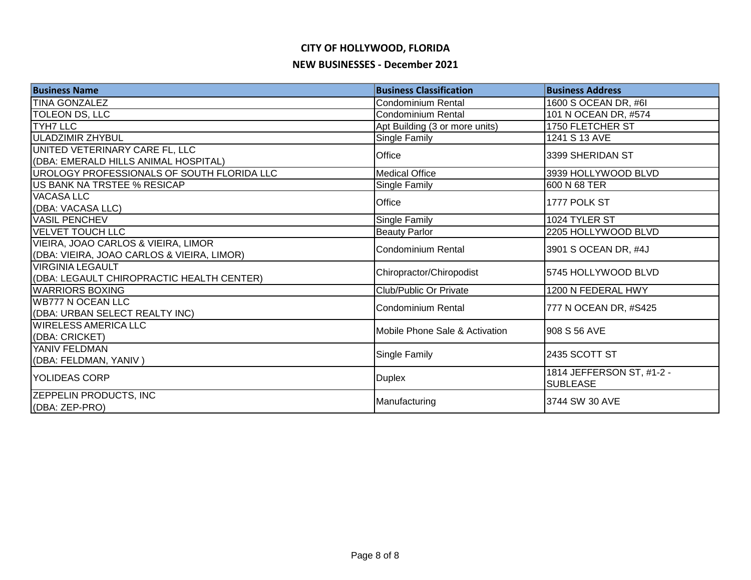**CITY OF HOLLYWOOD, FLORIDA**

**NEW BUSINESSES - December 2021**

| Business Name | Business Classification | Business Address |
|---|---|---|
| TINA GONZALEZ | Condominium Rental | 1600 S OCEAN DR, #6I |
| TOLEON DS, LLC | Condominium Rental | 101 N OCEAN DR, #574 |
| TYH7 LLC | Apt Building (3 or more units) | 1750 FLETCHER ST |
| ULADZIMIR ZHYBUL | Single Family | 1241 S 13 AVE |
| UNITED VETERINARY CARE FL, LLC (DBA: EMERALD HILLS ANIMAL HOSPITAL) | Office | 3399 SHERIDAN ST |
| UROLOGY PROFESSIONALS OF SOUTH FLORIDA LLC | Medical Office | 3939 HOLLYWOOD BLVD |
| US BANK NA TRSTEE % RESICAP | Single Family | 600 N 68 TER |
| VACASA LLC (DBA: VACASA LLC) | Office | 1777 POLK ST |
| VASIL PENCHEV | Single Family | 1024 TYLER ST |
| VELVET TOUCH LLC | Beauty Parlor | 2205 HOLLYWOOD BLVD |
| VIEIRA, JOAO CARLOS & VIEIRA, LIMOR (DBA: VIEIRA, JOAO CARLOS & VIEIRA, LIMOR) | Condominium Rental | 3901 S OCEAN DR, #4J |
| VIRGINIA LEGAULT (DBA: LEGAULT CHIROPRACTIC HEALTH CENTER) | Chiropractor/Chiropodist | 5745 HOLLYWOOD BLVD |
| WARRIORS BOXING | Club/Public Or Private | 1200 N FEDERAL HWY |
| WB777 N OCEAN LLC (DBA: URBAN SELECT REALTY INC) | Condominium Rental | 777 N OCEAN DR, #S425 |
| WIRELESS AMERICA LLC (DBA: CRICKET) | Mobile Phone Sale & Activation | 908 S 56 AVE |
| YANIV FELDMAN (DBA: FELDMAN, YANIV ) | Single Family | 2435 SCOTT ST |
| YOLIDEAS CORP | Duplex | 1814 JEFFERSON ST, #1-2 - SUBLEASE |
| ZEPPELIN PRODUCTS, INC (DBA: ZEP-PRO) | Manufacturing | 3744 SW 30 AVE |